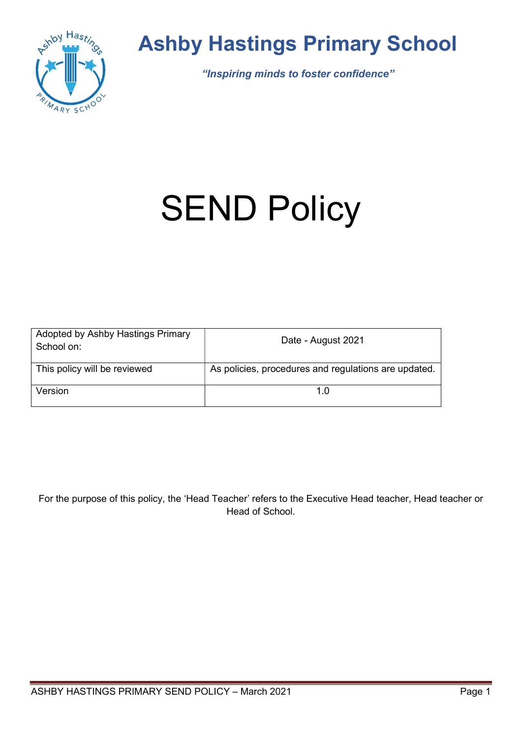# Ashby Hastings Primary School

***"Inspiring minds to foster confidence"***

# SEND Policy

| Adopted by Ashby Hastings Primary School on: | Date - August 2021 |
| --- | --- |
| This policy will be reviewed | As policies, procedures and regulations are updated. |
| Version | 1.0 |

For the purpose of this policy, the 'Head Teacher' refers to the Executive Head teacher, Head teacher or Head of School.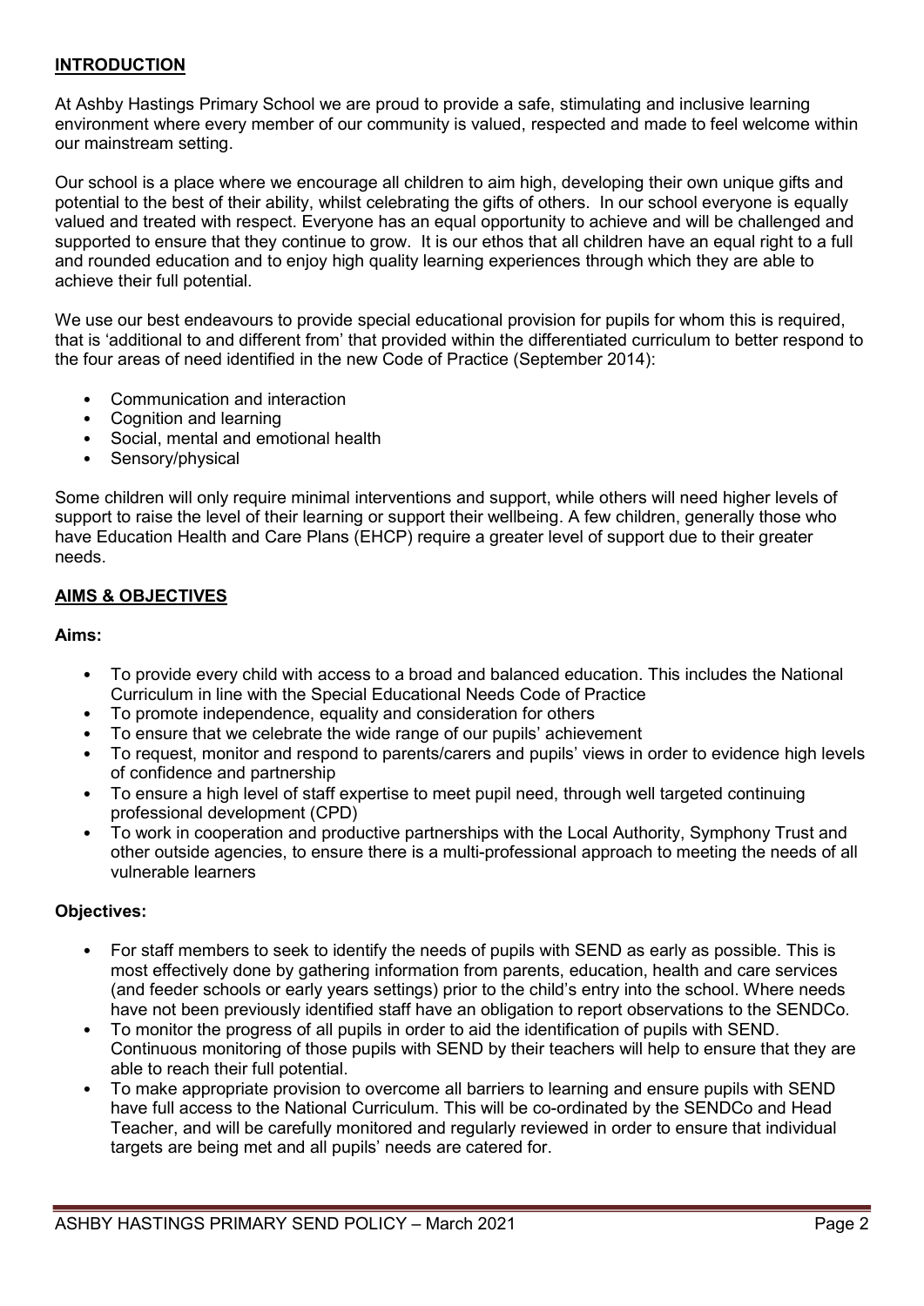## INTRODUCTION

At Ashby Hastings Primary School we are proud to provide a safe, stimulating and inclusive learning environment where every member of our community is valued, respected and made to feel welcome within our mainstream setting.

Our school is a place where we encourage all children to aim high, developing their own unique gifts and potential to the best of their ability, whilst celebrating the gifts of others. In our school everyone is equally valued and treated with respect. Everyone has an equal opportunity to achieve and will be challenged and supported to ensure that they continue to grow. It is our ethos that all children have an equal right to a full and rounded education and to enjoy high quality learning experiences through which they are able to achieve their full potential.

We use our best endeavours to provide special educational provision for pupils for whom this is required, that is 'additional to and different from' that provided within the differentiated curriculum to better respond to the four areas of need identified in the new Code of Practice (September 2014):

- Communication and interaction
- Cognition and learning
- Social, mental and emotional health
- Sensory/physical

Some children will only require minimal interventions and support, while others will need higher levels of support to raise the level of their learning or support their wellbeing. A few children, generally those who have Education Health and Care Plans (EHCP) require a greater level of support due to their greater needs.

## AIMS & OBJECTIVES

**Aims:**

- To provide every child with access to a broad and balanced education. This includes the National Curriculum in line with the Special Educational Needs Code of Practice
- To promote independence, equality and consideration for others
- To ensure that we celebrate the wide range of our pupils' achievement
- To request, monitor and respond to parents/carers and pupils' views in order to evidence high levels of confidence and partnership
- To ensure a high level of staff expertise to meet pupil need, through well targeted continuing professional development (CPD)
- To work in cooperation and productive partnerships with the Local Authority, Symphony Trust and other outside agencies, to ensure there is a multi-professional approach to meeting the needs of all vulnerable learners

**Objectives:**

- For staff members to seek to identify the needs of pupils with SEND as early as possible. This is most effectively done by gathering information from parents, education, health and care services (and feeder schools or early years settings) prior to the child's entry into the school. Where needs have not been previously identified staff have an obligation to report observations to the SENDCo.
- To monitor the progress of all pupils in order to aid the identification of pupils with SEND. Continuous monitoring of those pupils with SEND by their teachers will help to ensure that they are able to reach their full potential.
- To make appropriate provision to overcome all barriers to learning and ensure pupils with SEND have full access to the National Curriculum. This will be co-ordinated by the SENDCo and Head Teacher, and will be carefully monitored and regularly reviewed in order to ensure that individual targets are being met and all pupils' needs are catered for.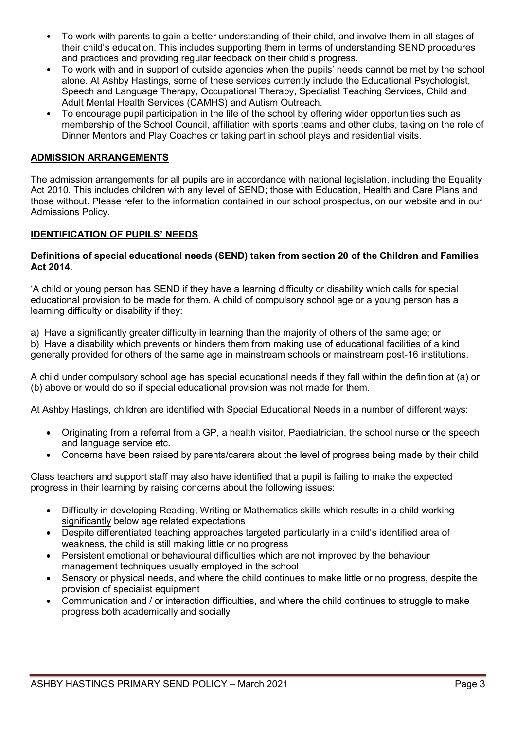- To work with parents to gain a better understanding of their child, and involve them in all stages of their child's education. This includes supporting them in terms of understanding SEND procedures and practices and providing regular feedback on their child's progress.
- To work with and in support of outside agencies when the pupils' needs cannot be met by the school alone. At Ashby Hastings, some of these services currently include the Educational Psychologist, Speech and Language Therapy, Occupational Therapy, Specialist Teaching Services, Child and Adult Mental Health Services (CAMHS) and Autism Outreach.
- To encourage pupil participation in the life of the school by offering wider opportunities such as membership of the School Council, affiliation with sports teams and other clubs, taking on the role of Dinner Mentors and Play Coaches or taking part in school plays and residential visits.

## ADMISSION ARRANGEMENTS

The admission arrangements for all pupils are in accordance with national legislation, including the Equality Act 2010. This includes children with any level of SEND; those with Education, Health and Care Plans and those without. Please refer to the information contained in our school prospectus, on our website and in our Admissions Policy.

## IDENTIFICATION OF PUPILS' NEEDS

**Definitions of special educational needs (SEND) taken from section 20 of the Children and Families Act 2014.**

'A child or young person has SEND if they have a learning difficulty or disability which calls for special educational provision to be made for them. A child of compulsory school age or a young person has a learning difficulty or disability if they:

a) Have a significantly greater difficulty in learning than the majority of others of the same age; or
b) Have a disability which prevents or hinders them from making use of educational facilities of a kind generally provided for others of the same age in mainstream schools or mainstream post-16 institutions.

A child under compulsory school age has special educational needs if they fall within the definition at (a) or (b) above or would do so if special educational provision was not made for them.

At Ashby Hastings, children are identified with Special Educational Needs in a number of different ways:

- Originating from a referral from a GP, a health visitor, Paediatrician, the school nurse or the speech and language service etc.
- Concerns have been raised by parents/carers about the level of progress being made by their child

Class teachers and support staff may also have identified that a pupil is failing to make the expected progress in their learning by raising concerns about the following issues:

- Difficulty in developing Reading, Writing or Mathematics skills which results in a child working significantly below age related expectations
- Despite differentiated teaching approaches targeted particularly in a child's identified area of weakness, the child is still making little or no progress
- Persistent emotional or behavioural difficulties which are not improved by the behaviour management techniques usually employed in the school
- Sensory or physical needs, and where the child continues to make little or no progress, despite the provision of specialist equipment
- Communication and / or interaction difficulties, and where the child continues to struggle to make progress both academically and socially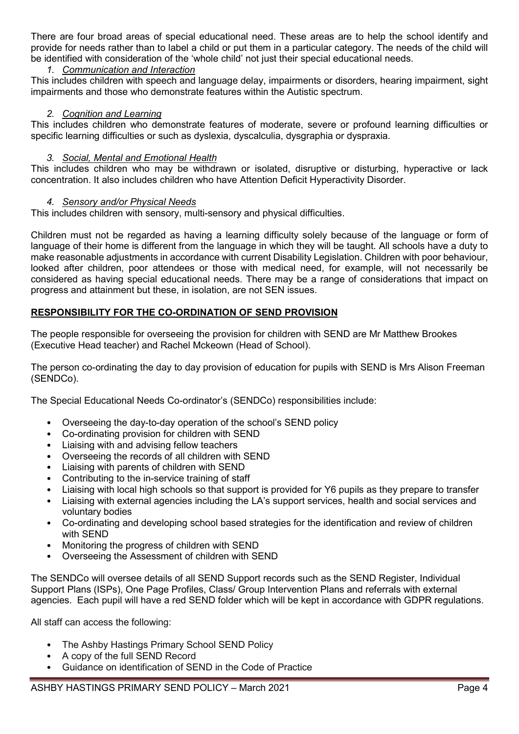There are four broad areas of special educational need. These areas are to help the school identify and provide for needs rather than to label a child or put them in a particular category. The needs of the child will be identified with consideration of the 'whole child' not just their special educational needs.

1. *Communication and Interaction*

This includes children with speech and language delay, impairments or disorders, hearing impairment, sight impairments and those who demonstrate features within the Autistic spectrum.

2. *Cognition and Learning*

This includes children who demonstrate features of moderate, severe or profound learning difficulties or specific learning difficulties or such as dyslexia, dyscalculia, dysgraphia or dyspraxia.

3. *Social, Mental and Emotional Health*

This includes children who may be withdrawn or isolated, disruptive or disturbing, hyperactive or lack concentration. It also includes children who have Attention Deficit Hyperactivity Disorder.

4. *Sensory and/or Physical Needs*

This includes children with sensory, multi-sensory and physical difficulties.

Children must not be regarded as having a learning difficulty solely because of the language or form of language of their home is different from the language in which they will be taught. All schools have a duty to make reasonable adjustments in accordance with current Disability Legislation. Children with poor behaviour, looked after children, poor attendees or those with medical need, for example, will not necessarily be considered as having special educational needs. There may be a range of considerations that impact on progress and attainment but these, in isolation, are not SEN issues.

## RESPONSIBILITY FOR THE CO-ORDINATION OF SEND PROVISION

The people responsible for overseeing the provision for children with SEND are Mr Matthew Brookes (Executive Head teacher) and Rachel Mckeown (Head of School).

The person co-ordinating the day to day provision of education for pupils with SEND is Mrs Alison Freeman (SENDCo).

The Special Educational Needs Co-ordinator's (SENDCo) responsibilities include:

- Overseeing the day-to-day operation of the school's SEND policy
- Co-ordinating provision for children with SEND
- Liaising with and advising fellow teachers
- Overseeing the records of all children with SEND
- Liaising with parents of children with SEND
- Contributing to the in-service training of staff
- Liaising with local high schools so that support is provided for Y6 pupils as they prepare to transfer
- Liaising with external agencies including the LA's support services, health and social services and voluntary bodies
- Co-ordinating and developing school based strategies for the identification and review of children with SEND
- Monitoring the progress of children with SEND
- Overseeing the Assessment of children with SEND

The SENDCo will oversee details of all SEND Support records such as the SEND Register, Individual Support Plans (ISPs), One Page Profiles, Class/ Group Intervention Plans and referrals with external agencies. Each pupil will have a red SEND folder which will be kept in accordance with GDPR regulations.

All staff can access the following:

- The Ashby Hastings Primary School SEND Policy
- A copy of the full SEND Record
- Guidance on identification of SEND in the Code of Practice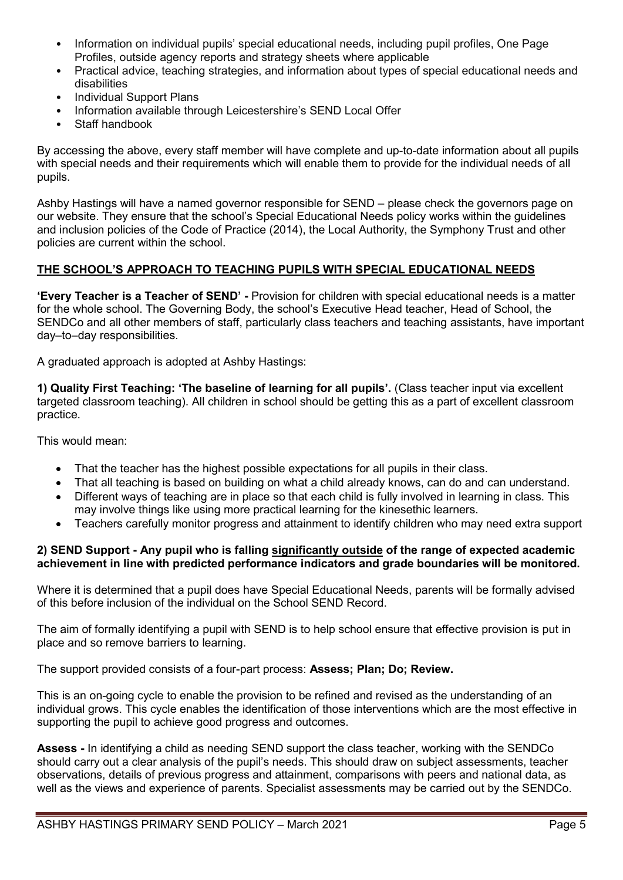- Information on individual pupils' special educational needs, including pupil profiles, One Page Profiles, outside agency reports and strategy sheets where applicable
- Practical advice, teaching strategies, and information about types of special educational needs and disabilities
- Individual Support Plans
- Information available through Leicestershire's SEND Local Offer
- Staff handbook

By accessing the above, every staff member will have complete and up-to-date information about all pupils with special needs and their requirements which will enable them to provide for the individual needs of all pupils.

Ashby Hastings will have a named governor responsible for SEND – please check the governors page on our website. They ensure that the school's Special Educational Needs policy works within the guidelines and inclusion policies of the Code of Practice (2014), the Local Authority, the Symphony Trust and other policies are current within the school.

## THE SCHOOL'S APPROACH TO TEACHING PUPILS WITH SPECIAL EDUCATIONAL NEEDS

**'Every Teacher is a Teacher of SEND' -** Provision for children with special educational needs is a matter for the whole school. The Governing Body, the school's Executive Head teacher, Head of School, the SENDCo and all other members of staff, particularly class teachers and teaching assistants, have important day–to–day responsibilities.

A graduated approach is adopted at Ashby Hastings:

**1) Quality First Teaching: 'The baseline of learning for all pupils'.** (Class teacher input via excellent targeted classroom teaching). All children in school should be getting this as a part of excellent classroom practice.

This would mean:

- That the teacher has the highest possible expectations for all pupils in their class.
- That all teaching is based on building on what a child already knows, can do and can understand.
- Different ways of teaching are in place so that each child is fully involved in learning in class. This may involve things like using more practical learning for the kinesethic learners.
- Teachers carefully monitor progress and attainment to identify children who may need extra support

**2) SEND Support - Any pupil who is falling significantly outside of the range of expected academic achievement in line with predicted performance indicators and grade boundaries will be monitored.**

Where it is determined that a pupil does have Special Educational Needs, parents will be formally advised of this before inclusion of the individual on the School SEND Record.

The aim of formally identifying a pupil with SEND is to help school ensure that effective provision is put in place and so remove barriers to learning.

The support provided consists of a four-part process: **Assess; Plan; Do; Review.**

This is an on-going cycle to enable the provision to be refined and revised as the understanding of an individual grows. This cycle enables the identification of those interventions which are the most effective in supporting the pupil to achieve good progress and outcomes.

**Assess -** In identifying a child as needing SEND support the class teacher, working with the SENDCo should carry out a clear analysis of the pupil's needs. This should draw on subject assessments, teacher observations, details of previous progress and attainment, comparisons with peers and national data, as well as the views and experience of parents. Specialist assessments may be carried out by the SENDCo.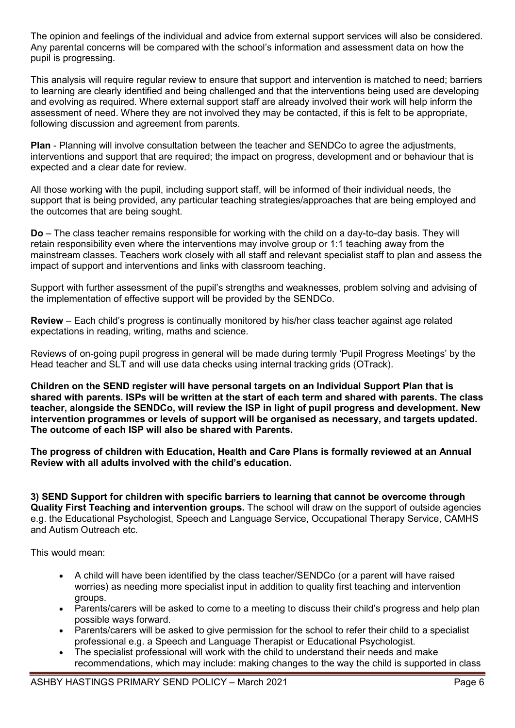The opinion and feelings of the individual and advice from external support services will also be considered. Any parental concerns will be compared with the school's information and assessment data on how the pupil is progressing.

This analysis will require regular review to ensure that support and intervention is matched to need; barriers to learning are clearly identified and being challenged and that the interventions being used are developing and evolving as required. Where external support staff are already involved their work will help inform the assessment of need. Where they are not involved they may be contacted, if this is felt to be appropriate, following discussion and agreement from parents.

**Plan** - Planning will involve consultation between the teacher and SENDCo to agree the adjustments, interventions and support that are required; the impact on progress, development and or behaviour that is expected and a clear date for review.

All those working with the pupil, including support staff, will be informed of their individual needs, the support that is being provided, any particular teaching strategies/approaches that are being employed and the outcomes that are being sought.

**Do** – The class teacher remains responsible for working with the child on a day-to-day basis. They will retain responsibility even where the interventions may involve group or 1:1 teaching away from the mainstream classes. Teachers work closely with all staff and relevant specialist staff to plan and assess the impact of support and interventions and links with classroom teaching.

Support with further assessment of the pupil's strengths and weaknesses, problem solving and advising of the implementation of effective support will be provided by the SENDCo.

**Review** – Each child's progress is continually monitored by his/her class teacher against age related expectations in reading, writing, maths and science.

Reviews of on-going pupil progress in general will be made during termly 'Pupil Progress Meetings' by the Head teacher and SLT and will use data checks using internal tracking grids (OTrack).

**Children on the SEND register will have personal targets on an Individual Support Plan that is shared with parents. ISPs will be written at the start of each term and shared with parents. The class teacher, alongside the SENDCo, will review the ISP in light of pupil progress and development. New intervention programmes or levels of support will be organised as necessary, and targets updated. The outcome of each ISP will also be shared with Parents.**

**The progress of children with Education, Health and Care Plans is formally reviewed at an Annual Review with all adults involved with the child's education.**

**3) SEND Support for children with specific barriers to learning that cannot be overcome through Quality First Teaching and intervention groups.** The school will draw on the support of outside agencies e.g. the Educational Psychologist, Speech and Language Service, Occupational Therapy Service, CAMHS and Autism Outreach etc.

This would mean:

- A child will have been identified by the class teacher/SENDCo (or a parent will have raised worries) as needing more specialist input in addition to quality first teaching and intervention groups.
- Parents/carers will be asked to come to a meeting to discuss their child's progress and help plan possible ways forward.
- Parents/carers will be asked to give permission for the school to refer their child to a specialist professional e.g. a Speech and Language Therapist or Educational Psychologist.
- The specialist professional will work with the child to understand their needs and make recommendations, which may include: making changes to the way the child is supported in class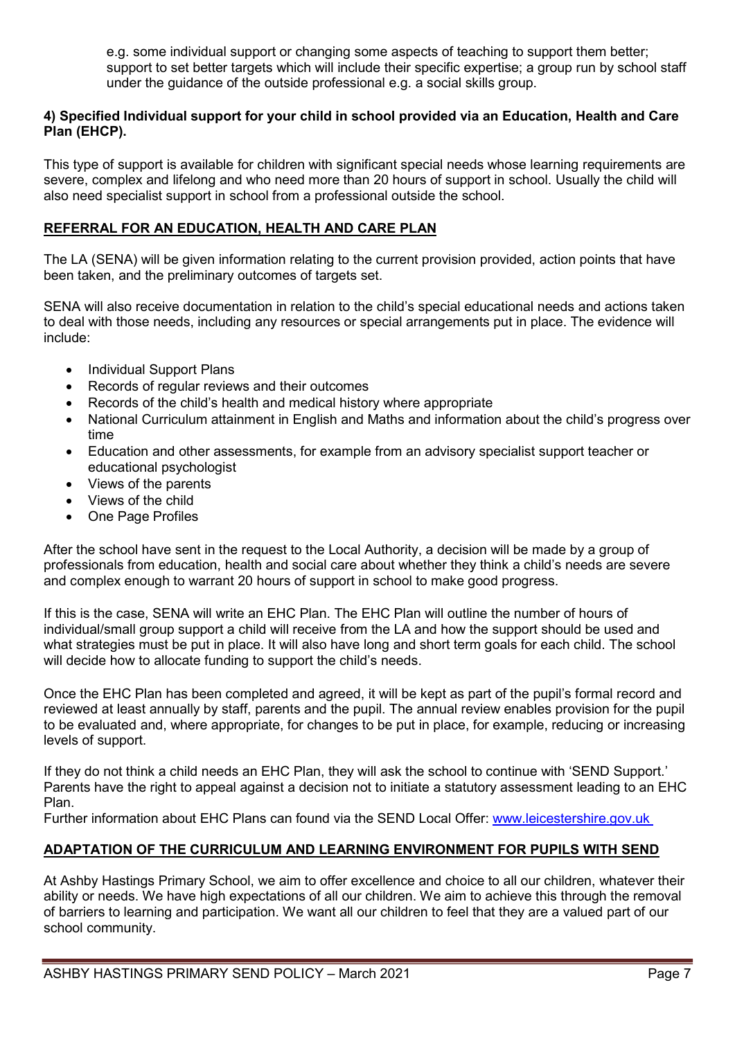e.g. some individual support or changing some aspects of teaching to support them better; support to set better targets which will include their specific expertise; a group run by school staff under the guidance of the outside professional e.g. a social skills group.

**4) Specified Individual support for your child in school provided via an Education, Health and Care Plan (EHCP).**

This type of support is available for children with significant special needs whose learning requirements are severe, complex and lifelong and who need more than 20 hours of support in school. Usually the child will also need specialist support in school from a professional outside the school.

## REFERRAL FOR AN EDUCATION, HEALTH AND CARE PLAN

The LA (SENA) will be given information relating to the current provision provided, action points that have been taken, and the preliminary outcomes of targets set.

SENA will also receive documentation in relation to the child's special educational needs and actions taken to deal with those needs, including any resources or special arrangements put in place. The evidence will include:

- Individual Support Plans
- Records of regular reviews and their outcomes
- Records of the child's health and medical history where appropriate
- National Curriculum attainment in English and Maths and information about the child's progress over time
- Education and other assessments, for example from an advisory specialist support teacher or educational psychologist
- Views of the parents
- Views of the child
- One Page Profiles

After the school have sent in the request to the Local Authority, a decision will be made by a group of professionals from education, health and social care about whether they think a child's needs are severe and complex enough to warrant 20 hours of support in school to make good progress.

If this is the case, SENA will write an EHC Plan. The EHC Plan will outline the number of hours of individual/small group support a child will receive from the LA and how the support should be used and what strategies must be put in place. It will also have long and short term goals for each child. The school will decide how to allocate funding to support the child's needs.

Once the EHC Plan has been completed and agreed, it will be kept as part of the pupil's formal record and reviewed at least annually by staff, parents and the pupil. The annual review enables provision for the pupil to be evaluated and, where appropriate, for changes to be put in place, for example, reducing or increasing levels of support.

If they do not think a child needs an EHC Plan, they will ask the school to continue with 'SEND Support.' Parents have the right to appeal against a decision not to initiate a statutory assessment leading to an EHC Plan.
Further information about EHC Plans can found via the SEND Local Offer: [www.leicestershire.gov.uk](http://www.leicestershire.gov.uk)

## ADAPTATION OF THE CURRICULUM AND LEARNING ENVIRONMENT FOR PUPILS WITH SEND

At Ashby Hastings Primary School, we aim to offer excellence and choice to all our children, whatever their ability or needs. We have high expectations of all our children. We aim to achieve this through the removal of barriers to learning and participation. We want all our children to feel that they are a valued part of our school community.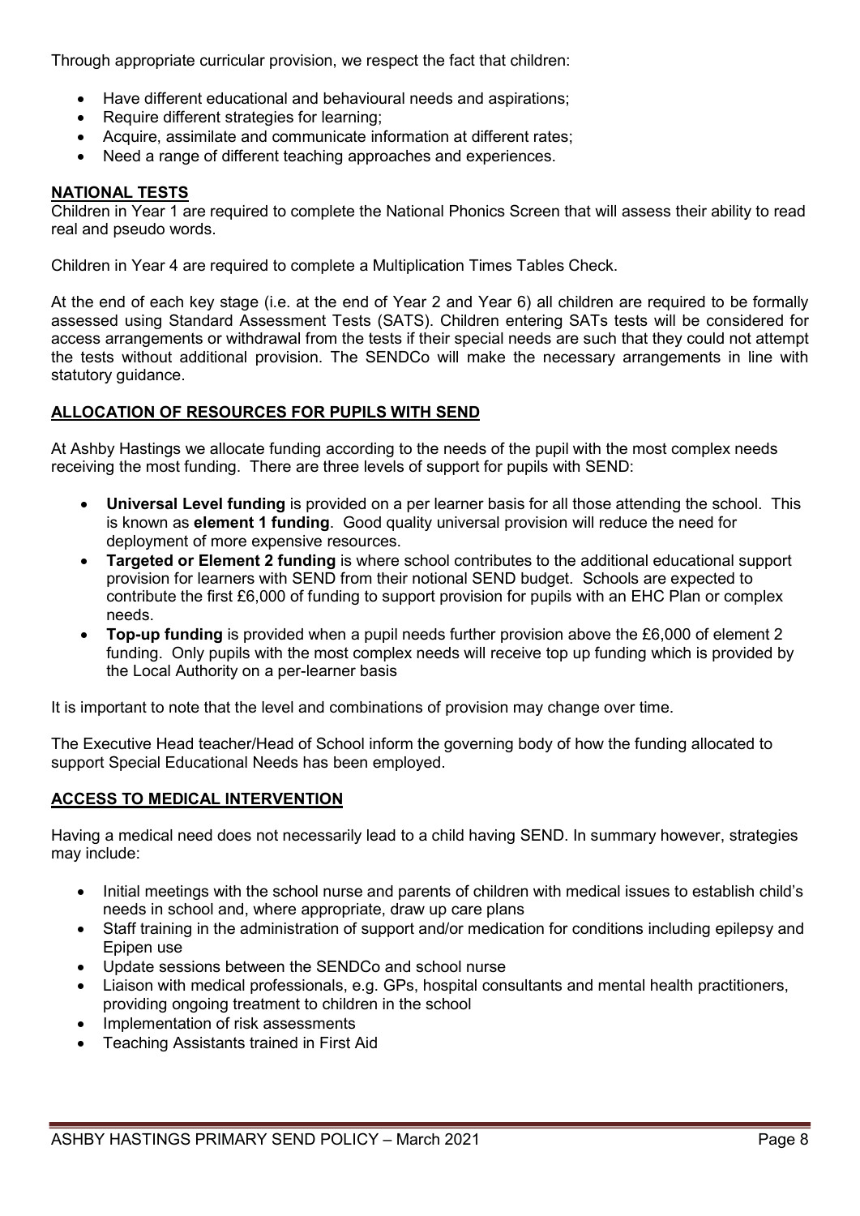Through appropriate curricular provision, we respect the fact that children:

- Have different educational and behavioural needs and aspirations;
- Require different strategies for learning;
- Acquire, assimilate and communicate information at different rates;
- Need a range of different teaching approaches and experiences.

## NATIONAL TESTS

Children in Year 1 are required to complete the National Phonics Screen that will assess their ability to read real and pseudo words.

Children in Year 4 are required to complete a Multiplication Times Tables Check.

At the end of each key stage (i.e. at the end of Year 2 and Year 6) all children are required to be formally assessed using Standard Assessment Tests (SATS). Children entering SATs tests will be considered for access arrangements or withdrawal from the tests if their special needs are such that they could not attempt the tests without additional provision. The SENDCo will make the necessary arrangements in line with statutory guidance.

## ALLOCATION OF RESOURCES FOR PUPILS WITH SEND

At Ashby Hastings we allocate funding according to the needs of the pupil with the most complex needs receiving the most funding. There are three levels of support for pupils with SEND:

- **Universal Level funding** is provided on a per learner basis for all those attending the school. This is known as **element 1 funding**. Good quality universal provision will reduce the need for deployment of more expensive resources.
- **Targeted or Element 2 funding** is where school contributes to the additional educational support provision for learners with SEND from their notional SEND budget. Schools are expected to contribute the first £6,000 of funding to support provision for pupils with an EHC Plan or complex needs.
- **Top-up funding** is provided when a pupil needs further provision above the £6,000 of element 2 funding. Only pupils with the most complex needs will receive top up funding which is provided by the Local Authority on a per-learner basis

It is important to note that the level and combinations of provision may change over time.

The Executive Head teacher/Head of School inform the governing body of how the funding allocated to support Special Educational Needs has been employed.

## ACCESS TO MEDICAL INTERVENTION

Having a medical need does not necessarily lead to a child having SEND. In summary however, strategies may include:

- Initial meetings with the school nurse and parents of children with medical issues to establish child's needs in school and, where appropriate, draw up care plans
- Staff training in the administration of support and/or medication for conditions including epilepsy and Epipen use
- Update sessions between the SENDCo and school nurse
- Liaison with medical professionals, e.g. GPs, hospital consultants and mental health practitioners, providing ongoing treatment to children in the school
- Implementation of risk assessments
- Teaching Assistants trained in First Aid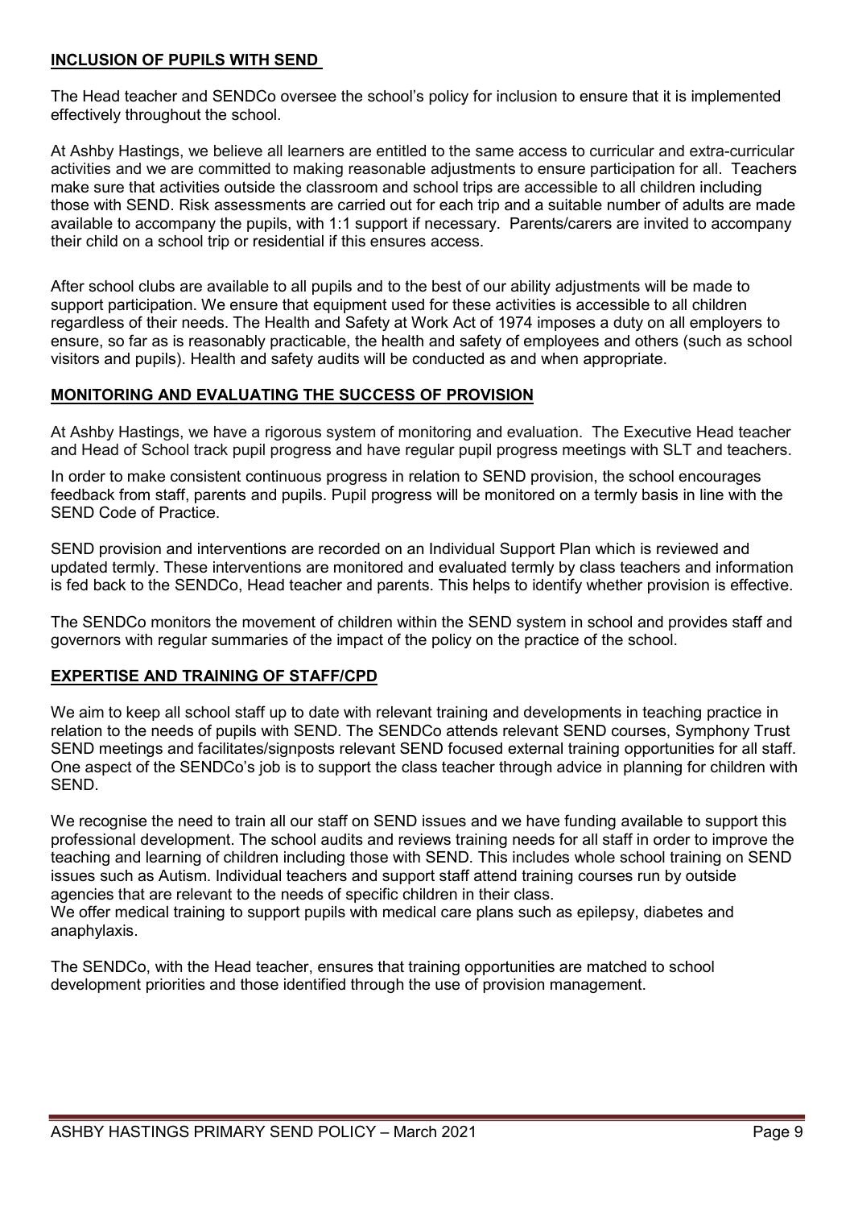## INCLUSION OF PUPILS WITH SEND

The Head teacher and SENDCo oversee the school's policy for inclusion to ensure that it is implemented effectively throughout the school.

At Ashby Hastings, we believe all learners are entitled to the same access to curricular and extra-curricular activities and we are committed to making reasonable adjustments to ensure participation for all. Teachers make sure that activities outside the classroom and school trips are accessible to all children including those with SEND. Risk assessments are carried out for each trip and a suitable number of adults are made available to accompany the pupils, with 1:1 support if necessary. Parents/carers are invited to accompany their child on a school trip or residential if this ensures access.

After school clubs are available to all pupils and to the best of our ability adjustments will be made to support participation. We ensure that equipment used for these activities is accessible to all children regardless of their needs. The Health and Safety at Work Act of 1974 imposes a duty on all employers to ensure, so far as is reasonably practicable, the health and safety of employees and others (such as school visitors and pupils). Health and safety audits will be conducted as and when appropriate.

## MONITORING AND EVALUATING THE SUCCESS OF PROVISION

At Ashby Hastings, we have a rigorous system of monitoring and evaluation. The Executive Head teacher and Head of School track pupil progress and have regular pupil progress meetings with SLT and teachers.

In order to make consistent continuous progress in relation to SEND provision, the school encourages feedback from staff, parents and pupils. Pupil progress will be monitored on a termly basis in line with the SEND Code of Practice.

SEND provision and interventions are recorded on an Individual Support Plan which is reviewed and updated termly. These interventions are monitored and evaluated termly by class teachers and information is fed back to the SENDCo, Head teacher and parents. This helps to identify whether provision is effective.

The SENDCo monitors the movement of children within the SEND system in school and provides staff and governors with regular summaries of the impact of the policy on the practice of the school.

## EXPERTISE AND TRAINING OF STAFF/CPD

We aim to keep all school staff up to date with relevant training and developments in teaching practice in relation to the needs of pupils with SEND. The SENDCo attends relevant SEND courses, Symphony Trust SEND meetings and facilitates/signposts relevant SEND focused external training opportunities for all staff. One aspect of the SENDCo's job is to support the class teacher through advice in planning for children with SEND.

We recognise the need to train all our staff on SEND issues and we have funding available to support this professional development. The school audits and reviews training needs for all staff in order to improve the teaching and learning of children including those with SEND. This includes whole school training on SEND issues such as Autism. Individual teachers and support staff attend training courses run by outside agencies that are relevant to the needs of specific children in their class.
We offer medical training to support pupils with medical care plans such as epilepsy, diabetes and anaphylaxis.

The SENDCo, with the Head teacher, ensures that training opportunities are matched to school development priorities and those identified through the use of provision management.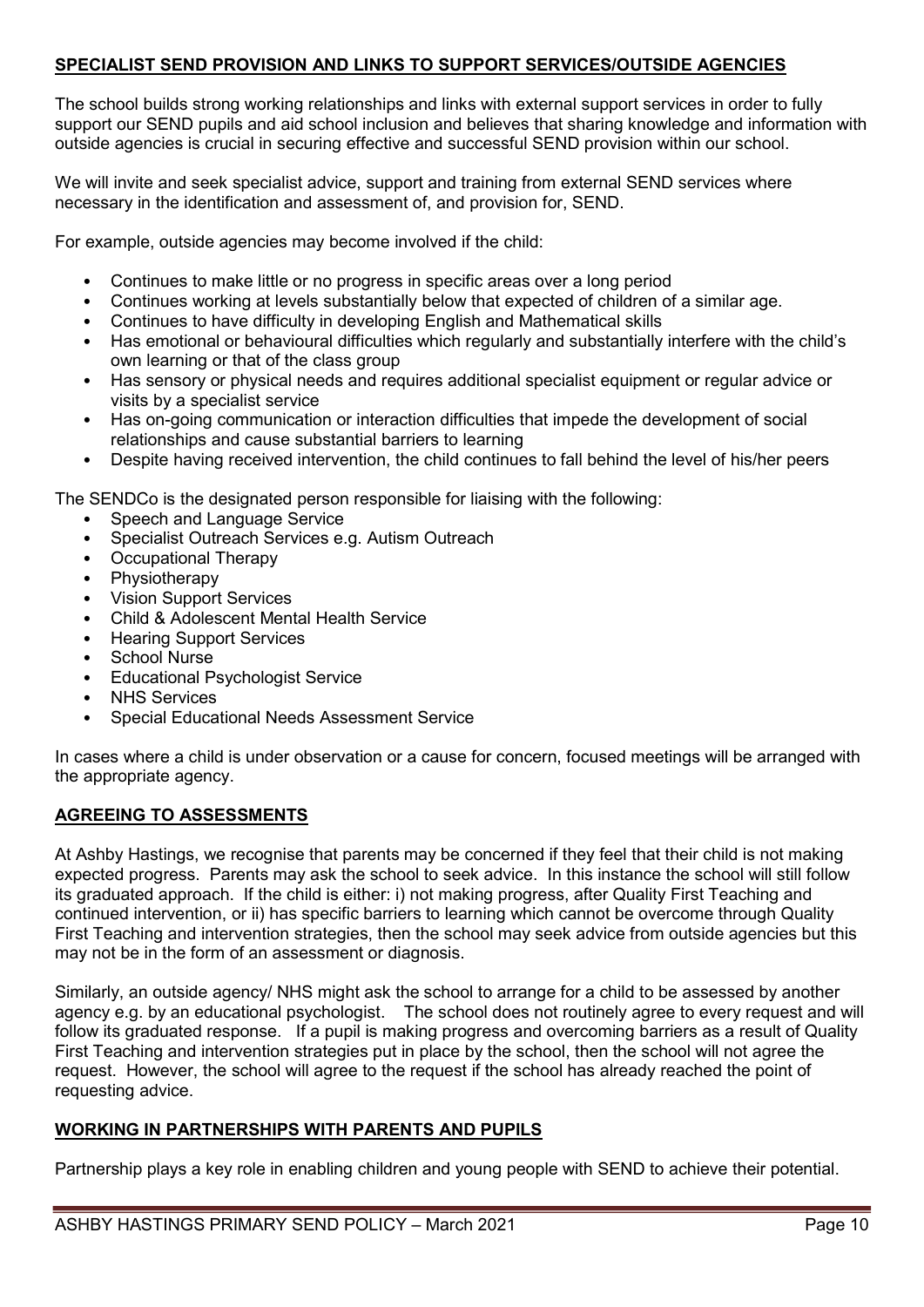## SPECIALIST SEND PROVISION AND LINKS TO SUPPORT SERVICES/OUTSIDE AGENCIES

The school builds strong working relationships and links with external support services in order to fully support our SEND pupils and aid school inclusion and believes that sharing knowledge and information with outside agencies is crucial in securing effective and successful SEND provision within our school.

We will invite and seek specialist advice, support and training from external SEND services where necessary in the identification and assessment of, and provision for, SEND.

For example, outside agencies may become involved if the child:

- Continues to make little or no progress in specific areas over a long period
- Continues working at levels substantially below that expected of children of a similar age.
- Continues to have difficulty in developing English and Mathematical skills
- Has emotional or behavioural difficulties which regularly and substantially interfere with the child's own learning or that of the class group
- Has sensory or physical needs and requires additional specialist equipment or regular advice or visits by a specialist service
- Has on-going communication or interaction difficulties that impede the development of social relationships and cause substantial barriers to learning
- Despite having received intervention, the child continues to fall behind the level of his/her peers

The SENDCo is the designated person responsible for liaising with the following:

- Speech and Language Service
- Specialist Outreach Services e.g. Autism Outreach
- Occupational Therapy
- Physiotherapy
- Vision Support Services
- Child & Adolescent Mental Health Service
- Hearing Support Services
- School Nurse
- Educational Psychologist Service
- NHS Services
- Special Educational Needs Assessment Service

In cases where a child is under observation or a cause for concern, focused meetings will be arranged with the appropriate agency.

## AGREEING TO ASSESSMENTS

At Ashby Hastings, we recognise that parents may be concerned if they feel that their child is not making expected progress. Parents may ask the school to seek advice. In this instance the school will still follow its graduated approach. If the child is either: i) not making progress, after Quality First Teaching and continued intervention, or ii) has specific barriers to learning which cannot be overcome through Quality First Teaching and intervention strategies, then the school may seek advice from outside agencies but this may not be in the form of an assessment or diagnosis.

Similarly, an outside agency/ NHS might ask the school to arrange for a child to be assessed by another agency e.g. by an educational psychologist. The school does not routinely agree to every request and will follow its graduated response. If a pupil is making progress and overcoming barriers as a result of Quality First Teaching and intervention strategies put in place by the school, then the school will not agree the request. However, the school will agree to the request if the school has already reached the point of requesting advice.

## WORKING IN PARTNERSHIPS WITH PARENTS AND PUPILS

Partnership plays a key role in enabling children and young people with SEND to achieve their potential.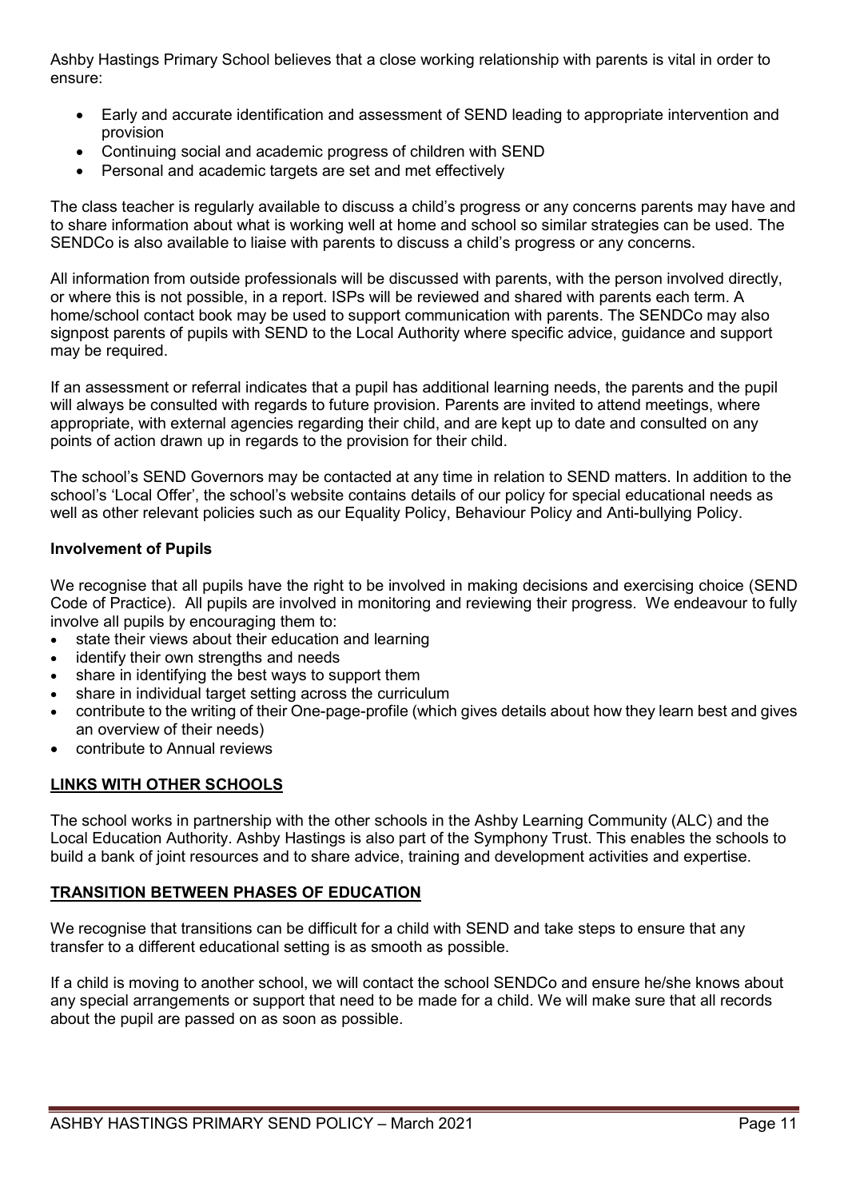Ashby Hastings Primary School believes that a close working relationship with parents is vital in order to ensure:

- Early and accurate identification and assessment of SEND leading to appropriate intervention and provision
- Continuing social and academic progress of children with SEND
- Personal and academic targets are set and met effectively

The class teacher is regularly available to discuss a child's progress or any concerns parents may have and to share information about what is working well at home and school so similar strategies can be used. The SENDCo is also available to liaise with parents to discuss a child's progress or any concerns.

All information from outside professionals will be discussed with parents, with the person involved directly, or where this is not possible, in a report. ISPs will be reviewed and shared with parents each term. A home/school contact book may be used to support communication with parents. The SENDCo may also signpost parents of pupils with SEND to the Local Authority where specific advice, guidance and support may be required.

If an assessment or referral indicates that a pupil has additional learning needs, the parents and the pupil will always be consulted with regards to future provision. Parents are invited to attend meetings, where appropriate, with external agencies regarding their child, and are kept up to date and consulted on any points of action drawn up in regards to the provision for their child.

The school's SEND Governors may be contacted at any time in relation to SEND matters. In addition to the school's 'Local Offer', the school's website contains details of our policy for special educational needs as well as other relevant policies such as our Equality Policy, Behaviour Policy and Anti-bullying Policy.

**Involvement of Pupils**

We recognise that all pupils have the right to be involved in making decisions and exercising choice (SEND Code of Practice). All pupils are involved in monitoring and reviewing their progress. We endeavour to fully involve all pupils by encouraging them to:

- state their views about their education and learning
- identify their own strengths and needs
- share in identifying the best ways to support them
- share in individual target setting across the curriculum
- contribute to the writing of their One-page-profile (which gives details about how they learn best and gives an overview of their needs)
- contribute to Annual reviews

## LINKS WITH OTHER SCHOOLS

The school works in partnership with the other schools in the Ashby Learning Community (ALC) and the Local Education Authority. Ashby Hastings is also part of the Symphony Trust. This enables the schools to build a bank of joint resources and to share advice, training and development activities and expertise.

## TRANSITION BETWEEN PHASES OF EDUCATION

We recognise that transitions can be difficult for a child with SEND and take steps to ensure that any transfer to a different educational setting is as smooth as possible.

If a child is moving to another school, we will contact the school SENDCo and ensure he/she knows about any special arrangements or support that need to be made for a child. We will make sure that all records about the pupil are passed on as soon as possible.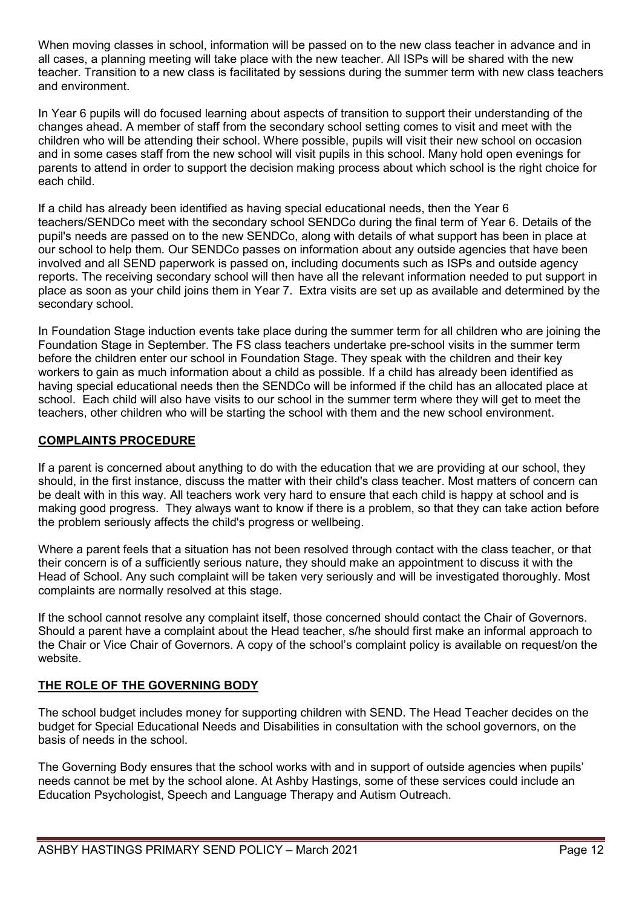When moving classes in school, information will be passed on to the new class teacher in advance and in all cases, a planning meeting will take place with the new teacher. All ISPs will be shared with the new teacher. Transition to a new class is facilitated by sessions during the summer term with new class teachers and environment.

In Year 6 pupils will do focused learning about aspects of transition to support their understanding of the changes ahead. A member of staff from the secondary school setting comes to visit and meet with the children who will be attending their school. Where possible, pupils will visit their new school on occasion and in some cases staff from the new school will visit pupils in this school. Many hold open evenings for parents to attend in order to support the decision making process about which school is the right choice for each child.

If a child has already been identified as having special educational needs, then the Year 6 teachers/SENDCo meet with the secondary school SENDCo during the final term of Year 6. Details of the pupil's needs are passed on to the new SENDCo, along with details of what support has been in place at our school to help them. Our SENDCo passes on information about any outside agencies that have been involved and all SEND paperwork is passed on, including documents such as ISPs and outside agency reports. The receiving secondary school will then have all the relevant information needed to put support in place as soon as your child joins them in Year 7. Extra visits are set up as available and determined by the secondary school.

In Foundation Stage induction events take place during the summer term for all children who are joining the Foundation Stage in September. The FS class teachers undertake pre-school visits in the summer term before the children enter our school in Foundation Stage. They speak with the children and their key workers to gain as much information about a child as possible. If a child has already been identified as having special educational needs then the SENDCo will be informed if the child has an allocated place at school. Each child will also have visits to our school in the summer term where they will get to meet the teachers, other children who will be starting the school with them and the new school environment.

## COMPLAINTS PROCEDURE

If a parent is concerned about anything to do with the education that we are providing at our school, they should, in the first instance, discuss the matter with their child's class teacher. Most matters of concern can be dealt with in this way. All teachers work very hard to ensure that each child is happy at school and is making good progress. They always want to know if there is a problem, so that they can take action before the problem seriously affects the child's progress or wellbeing.

Where a parent feels that a situation has not been resolved through contact with the class teacher, or that their concern is of a sufficiently serious nature, they should make an appointment to discuss it with the Head of School. Any such complaint will be taken very seriously and will be investigated thoroughly. Most complaints are normally resolved at this stage.

If the school cannot resolve any complaint itself, those concerned should contact the Chair of Governors. Should a parent have a complaint about the Head teacher, s/he should first make an informal approach to the Chair or Vice Chair of Governors. A copy of the school's complaint policy is available on request/on the website.

## THE ROLE OF THE GOVERNING BODY

The school budget includes money for supporting children with SEND. The Head Teacher decides on the budget for Special Educational Needs and Disabilities in consultation with the school governors, on the basis of needs in the school.

The Governing Body ensures that the school works with and in support of outside agencies when pupils' needs cannot be met by the school alone. At Ashby Hastings, some of these services could include an Education Psychologist, Speech and Language Therapy and Autism Outreach.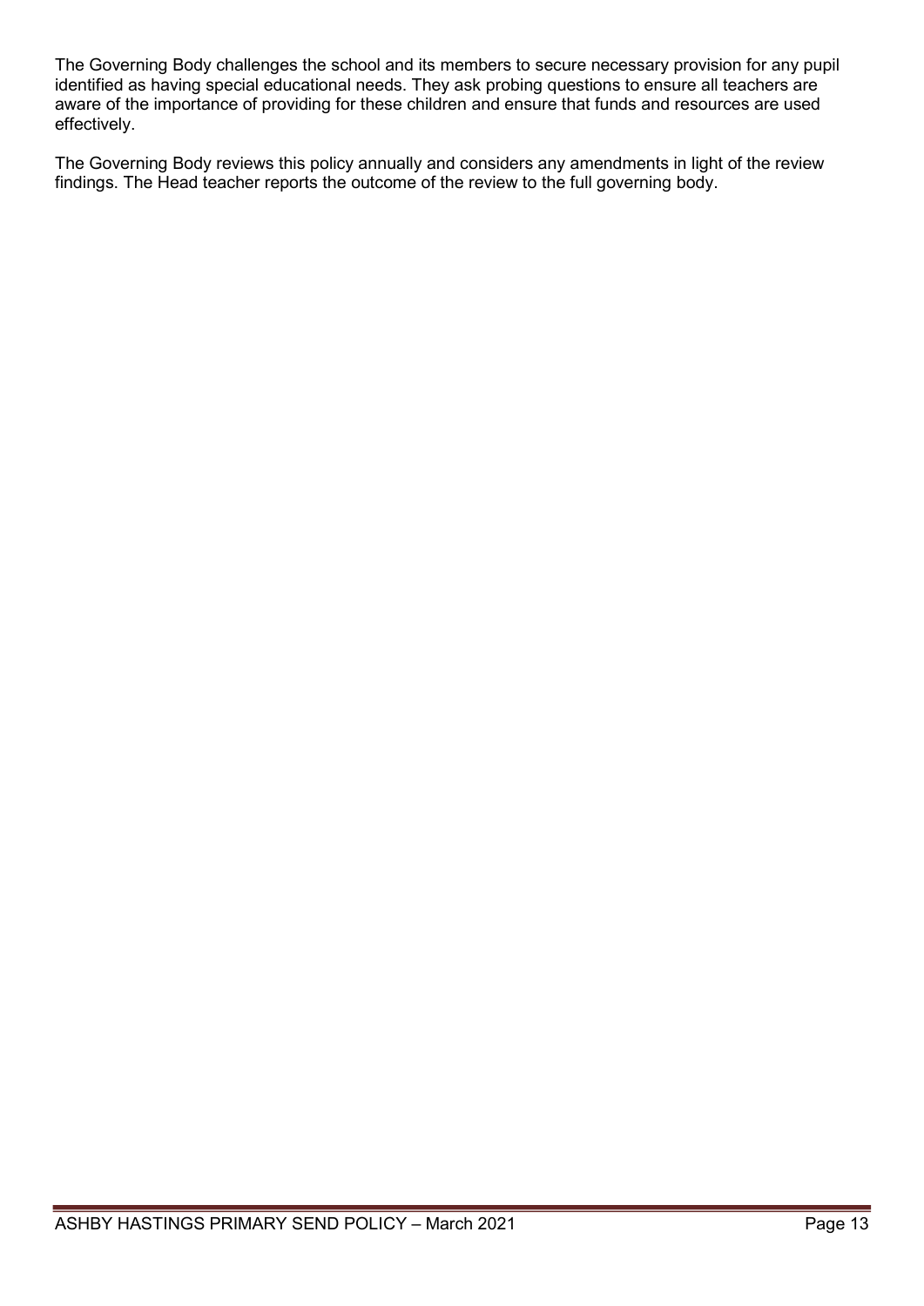The Governing Body challenges the school and its members to secure necessary provision for any pupil identified as having special educational needs. They ask probing questions to ensure all teachers are aware of the importance of providing for these children and ensure that funds and resources are used effectively.

The Governing Body reviews this policy annually and considers any amendments in light of the review findings. The Head teacher reports the outcome of the review to the full governing body.